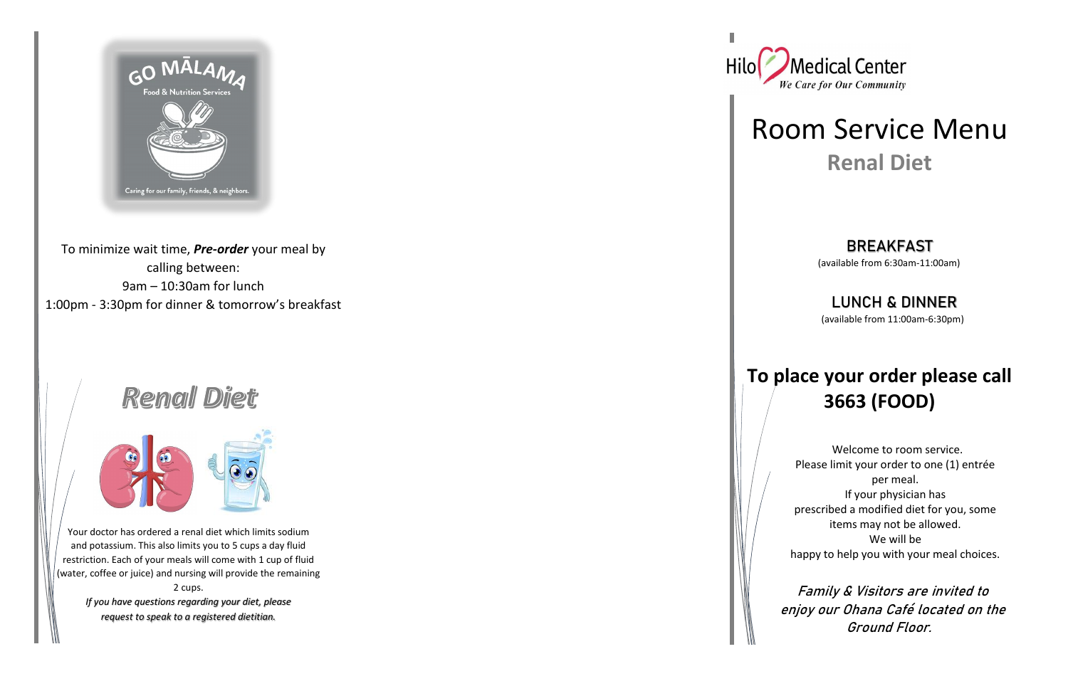GO MĀLAMA

Food & Nutrition Services

Caring for our family, friends, & neighbors.

To minimize wait time, ***Pre-order*** your meal by calling between:
9am – 10:30am for lunch
1:00pm - 3:30pm for dinner & tomorrow's breakfast

## *Renal Diet*

Your doctor has ordered a renal diet which limits sodium and potassium. This also limits you to 5 cups a day fluid restriction. Each of your meals will come with 1 cup of fluid (water, coffee or juice) and nursing will provide the remaining 2 cups.

***If you have questions regarding your diet, please request to speak to a registered dietitian.***

Hilo Medical Center
*We Care for Our Community*

# Room Service Menu

## Renal Diet

### BREAKFAST

(available from 6:30am-11:00am)

### LUNCH & DINNER

(available from 11:00am-6:30pm)

## To place your order please call 3663 (FOOD)

Welcome to room service.
Please limit your order to one (1) entrée per meal.
If your physician has prescribed a modified diet for you, some items may not be allowed.
We will be happy to help you with your meal choices.

*Family & Visitors are invited to enjoy our Ohana Café located on the Ground Floor.*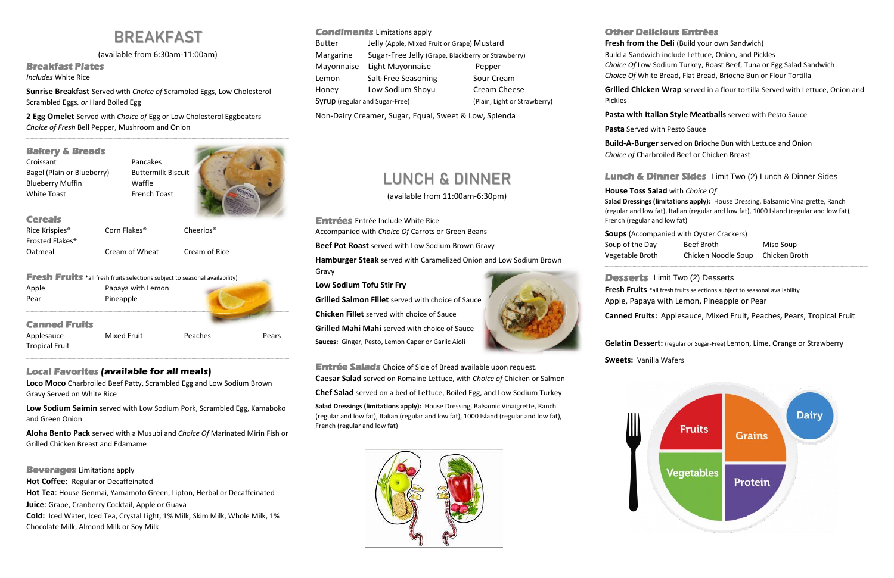# BREAKFAST

(available from 6:30am-11:00am)

## Breakfast Plates

*Includes* White Rice

**Sunrise Breakfast** Served with *Choice of* Scrambled Eggs, Low Cholesterol Scrambled Eggs, *or* Hard Boiled Egg

**2 Egg Omelet** Served with *Choice of* Egg or Low Cholesterol Eggbeaters *Choice of Fresh* Bell Pepper, Mushroom and Onion

## Bakery & Breads

| | |
|---|---|
| Croissant | Pancakes |
| Bagel (Plain or Blueberry) | Buttermilk Biscuit |
| Blueberry Muffin | Waffle |
| White Toast | French Toast |

## Cereals

| | | |
|---|---|---|
| Rice Krispies® | Corn Flakes® | Cheerios® |
| Frosted Flakes® | | |
| Oatmeal | Cream of Wheat | Cream of Rice |

## Fresh Fruits

*all fresh fruits selections subject to seasonal availability)

| | |
|---|---|
| Apple | Papaya with Lemon |
| Pear | Pineapple |

## Canned Fruits

| | | | |
|---|---|---|---|
| Applesauce | Mixed Fruit | Peaches | Pears |
| Tropical Fruit | | | |

## Local Favorites *(available for all meals)*

**Loco Moco** Charbroiled Beef Patty, Scrambled Egg and Low Sodium Brown Gravy Served on White Rice

**Low Sodium Saimin** served with Low Sodium Pork, Scrambled Egg, Kamaboko and Green Onion

**Aloha Bento Pack** served with a Musubi and *Choice Of* Marinated Mirin Fish or Grilled Chicken Breast and Edamame

## Beverages

Limitations apply

**Hot Coffee**: Regular or Decaffeinated

**Hot Tea**: House Genmai, Yamamoto Green, Lipton, Herbal or Decaffeinated

**Juice**: Grape, Cranberry Cocktail, Apple or Guava

**Cold:** Iced Water, Iced Tea, Crystal Light, 1% Milk, Skim Milk, Whole Milk, 1% Chocolate Milk, Almond Milk or Soy Milk

## Condiments

Limitations apply

| | | |
|---|---|---|
| Butter | Jelly (Apple, Mixed Fruit or Grape) | Mustard |
| Margarine | Sugar-Free Jelly (Grape, Blackberry or Strawberry) | |
| Mayonnaise | Light Mayonnaise | Pepper |
| Lemon | Salt-Free Seasoning | Sour Cream |
| Honey | Low Sodium Shoyu | Cream Cheese |
| Syrup (regular and Sugar-Free) | | (Plain, Light or Strawberry) |

Non-Dairy Creamer, Sugar, Equal, Sweet & Low, Splenda

# LUNCH & DINNER

(available from 11:00am-6:30pm)

## Entrées

Entrée Include White Rice

Accompanied with *Choice Of* Carrots or Green Beans

**Beef Pot Roast** served with Low Sodium Brown Gravy

**Hamburger Steak** served with Caramelized Onion and Low Sodium Brown Gravy

**Low Sodium Tofu Stir Fry**

**Grilled Salmon Fillet** served with choice of Sauce

**Chicken Fillet** served with choice of Sauce

**Grilled Mahi Mahi** served with choice of Sauce

**Sauces:** Ginger, Pesto, Lemon Caper or Garlic Aioli

## Entrée Salads

Choice of Side of Bread available upon request.

**Caesar Salad** served on Romaine Lettuce, with *Choice of* Chicken or Salmon

**Chef Salad** served on a bed of Lettuce, Boiled Egg, and Low Sodium Turkey

**Salad Dressings (limitations apply):** House Dressing, Balsamic Vinaigrette, Ranch (regular and low fat), Italian (regular and low fat), 1000 Island (regular and low fat), French (regular and low fat)

## Other Delicious Entrées

**Fresh from the Deli** (Build your own Sandwich)

Build a Sandwich include Lettuce, Onion, and Pickles

*Choice Of* Low Sodium Turkey, Roast Beef, Tuna or Egg Salad Sandwich

*Choice Of* White Bread, Flat Bread, Brioche Bun or Flour Tortilla

**Grilled Chicken Wrap** served in a flour tortilla Served with Lettuce, Onion and Pickles

**Pasta with Italian Style Meatballs** served with Pesto Sauce

**Pasta** Served with Pesto Sauce

**Build-A-Burger** served on Brioche Bun with Lettuce and Onion

*Choice of* Charbroiled Beef or Chicken Breast

## Lunch & Dinner Sides

Limit Two (2) Lunch & Dinner Sides

**House Toss Salad** with *Choice Of*

**Salad Dressings (limitations apply):** House Dressing, Balsamic Vinaigrette, Ranch (regular and low fat), Italian (regular and low fat), 1000 Island (regular and low fat), French (regular and low fat)

**Soups** (Accompanied with Oyster Crackers)

| | | |
|---|---|---|
| Soup of the Day | Beef Broth | Miso Soup |
| Vegetable Broth | Chicken Noodle Soup | Chicken Broth |

## Desserts

Limit Two (2) Desserts

**Fresh Fruits** *all fresh fruits selections subject to seasonal availability

Apple, Papaya with Lemon, Pineapple or Pear

**Canned Fruits:** Applesauce, Mixed Fruit, Peaches, Pears, Tropical Fruit

**Gelatin Dessert:** (regular or Sugar-Free) Lemon, Lime, Orange or Strawberry

**Sweets:** Vanilla Wafers

Fruits
Grains
Dairy
Vegetables
Protein